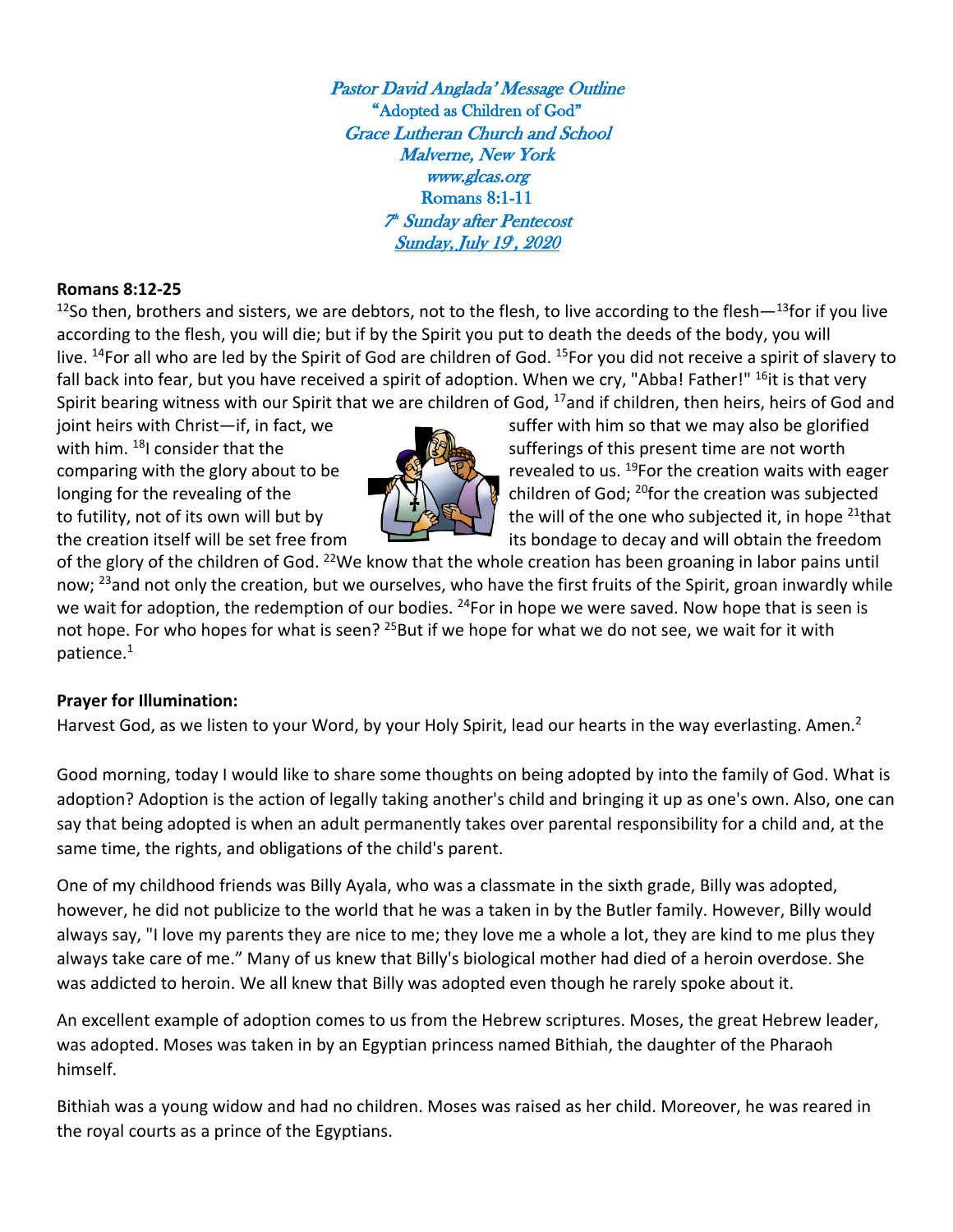*Pastor David Anglada' Message Outline*
"Adopted as Children of God"
*Grace Lutheran Church and School*
*Malverne, New York*
*www.glcas.org*
Romans 8:1-11
*7th Sunday after Pentecost*
*Sunday, July 19, 2020*

**Romans 8:12-25**

[12]So then, brothers and sisters, we are debtors, not to the flesh, to live according to the flesh—[13]for if you live according to the flesh, you will die; but if by the Spirit you put to death the deeds of the body, you will live. [14]For all who are led by the Spirit of God are children of God. [15]For you did not receive a spirit of slavery to fall back into fear, but you have received a spirit of adoption. When we cry, "Abba! Father!" [16]it is that very Spirit bearing witness with our Spirit that we are children of God, [17]and if children, then heirs, heirs of God and joint heirs with Christ—if, in fact, we suffer with him so that we may also be glorified with him. [18]I consider that the sufferings of this present time are not worth comparing with the glory about to be revealed to us. [19]For the creation waits with eager longing for the revealing of the children of God; [20]for the creation was subjected to futility, not of its own will but by the will of the one who subjected it, in hope [21]that the creation itself will be set free from its bondage to decay and will obtain the freedom of the glory of the children of God. [22]We know that the whole creation has been groaning in labor pains until now; [23]and not only the creation, but we ourselves, who have the first fruits of the Spirit, groan inwardly while we wait for adoption, the redemption of our bodies. [24]For in hope we were saved. Now hope that is seen is not hope. For who hopes for what is seen? [25]But if we hope for what we do not see, we wait for it with patience.[1]

**Prayer for Illumination:**

Harvest God, as we listen to your Word, by your Holy Spirit, lead our hearts in the way everlasting. Amen.[2]

Good morning, today I would like to share some thoughts on being adopted by into the family of God. What is adoption? Adoption is the action of legally taking another's child and bringing it up as one's own. Also, one can say that being adopted is when an adult permanently takes over parental responsibility for a child and, at the same time, the rights, and obligations of the child's parent.

One of my childhood friends was Billy Ayala, who was a classmate in the sixth grade, Billy was adopted, however, he did not publicize to the world that he was a taken in by the Butler family. However, Billy would always say, "I love my parents they are nice to me; they love me a whole a lot, they are kind to me plus they always take care of me." Many of us knew that Billy's biological mother had died of a heroin overdose. She was addicted to heroin. We all knew that Billy was adopted even though he rarely spoke about it.

An excellent example of adoption comes to us from the Hebrew scriptures. Moses, the great Hebrew leader, was adopted. Moses was taken in by an Egyptian princess named Bithiah, the daughter of the Pharaoh himself.

Bithiah was a young widow and had no children. Moses was raised as her child. Moreover, he was reared in the royal courts as a prince of the Egyptians.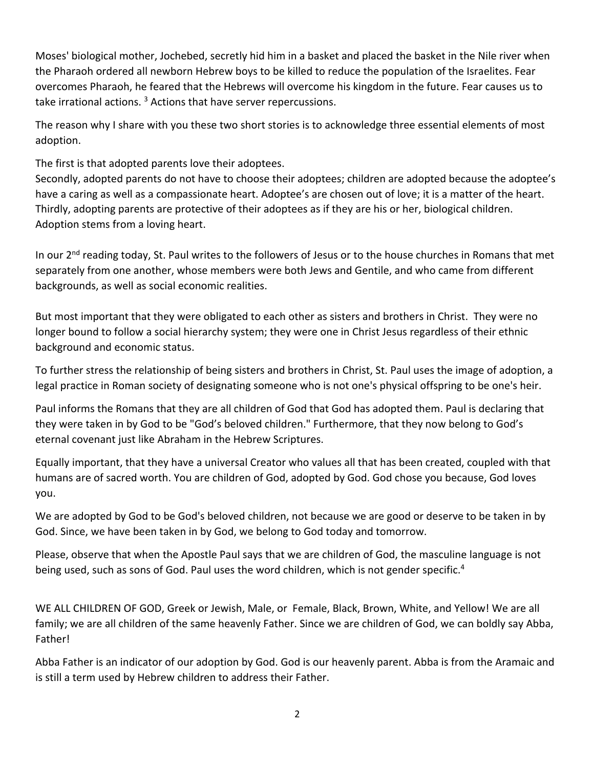Moses' biological mother, Jochebed, secretly hid him in a basket and placed the basket in the Nile river when the Pharaoh ordered all newborn Hebrew boys to be killed to reduce the population of the Israelites. Fear overcomes Pharaoh, he feared that the Hebrews will overcome his kingdom in the future. Fear causes us to take irrational actions. [3] Actions that have server repercussions.

The reason why I share with you these two short stories is to acknowledge three essential elements of most adoption.

The first is that adopted parents love their adoptees.
Secondly, adopted parents do not have to choose their adoptees; children are adopted because the adoptee's have a caring as well as a compassionate heart. Adoptee's are chosen out of love; it is a matter of the heart.
Thirdly, adopting parents are protective of their adoptees as if they are his or her, biological children. Adoption stems from a loving heart.

In our 2nd reading today, St. Paul writes to the followers of Jesus or to the house churches in Romans that met separately from one another, whose members were both Jews and Gentile, and who came from different backgrounds, as well as social economic realities.

But most important that they were obligated to each other as sisters and brothers in Christ. They were no longer bound to follow a social hierarchy system; they were one in Christ Jesus regardless of their ethnic background and economic status.

To further stress the relationship of being sisters and brothers in Christ, St. Paul uses the image of adoption, a legal practice in Roman society of designating someone who is not one's physical offspring to be one's heir.

Paul informs the Romans that they are all children of God that God has adopted them. Paul is declaring that they were taken in by God to be "God's beloved children." Furthermore, that they now belong to God's eternal covenant just like Abraham in the Hebrew Scriptures.

Equally important, that they have a universal Creator who values all that has been created, coupled with that humans are of sacred worth. You are children of God, adopted by God. God chose you because, God loves you.

We are adopted by God to be God's beloved children, not because we are good or deserve to be taken in by God. Since, we have been taken in by God, we belong to God today and tomorrow.

Please, observe that when the Apostle Paul says that we are children of God, the masculine language is not being used, such as sons of God. Paul uses the word children, which is not gender specific.[4]

WE ALL CHILDREN OF GOD, Greek or Jewish, Male, or Female, Black, Brown, White, and Yellow! We are all family; we are all children of the same heavenly Father. Since we are children of God, we can boldly say Abba, Father!

Abba Father is an indicator of our adoption by God. God is our heavenly parent. Abba is from the Aramaic and is still a term used by Hebrew children to address their Father.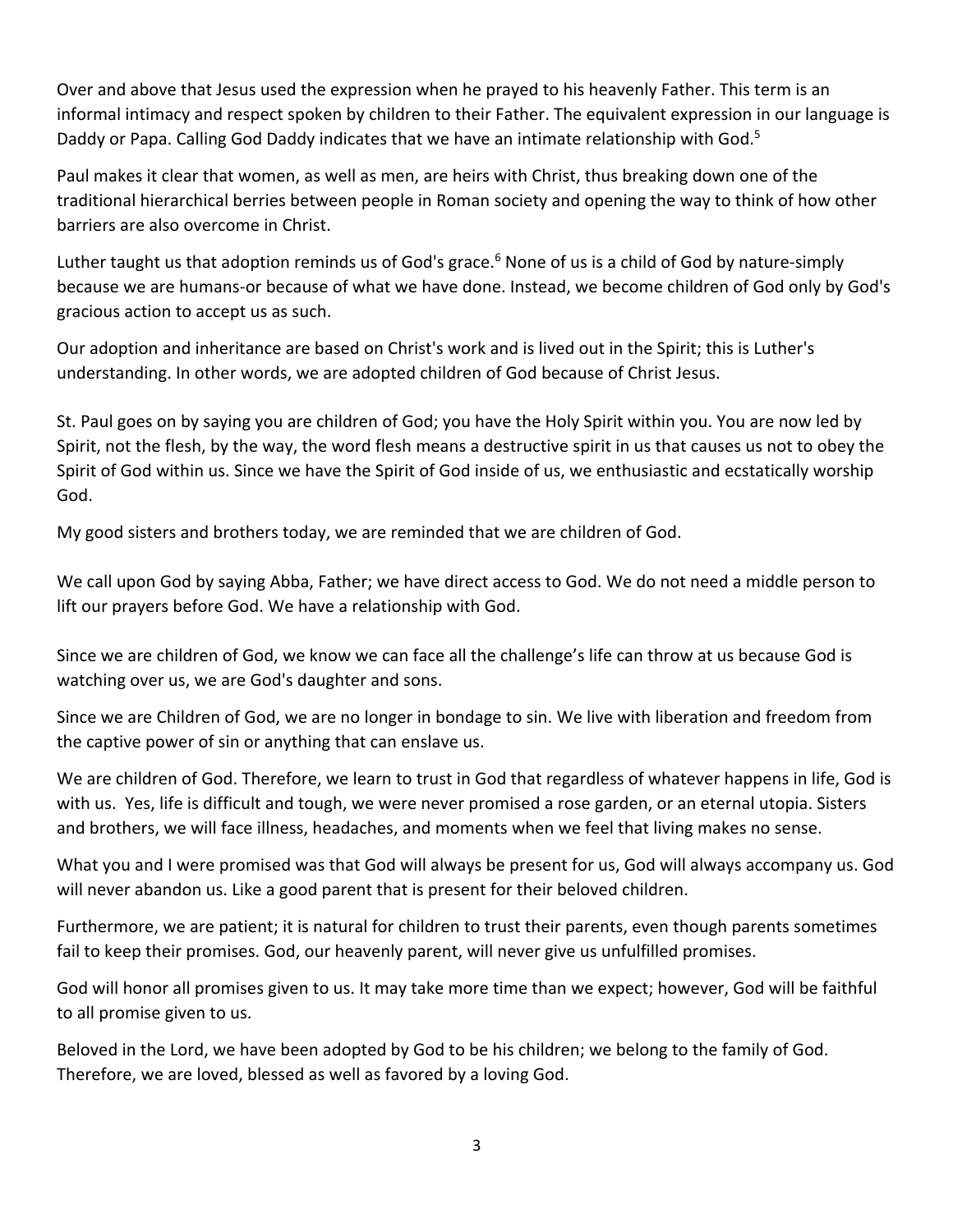Over and above that Jesus used the expression when he prayed to his heavenly Father. This term is an informal intimacy and respect spoken by children to their Father. The equivalent expression in our language is Daddy or Papa. Calling God Daddy indicates that we have an intimate relationship with God.[5]

Paul makes it clear that women, as well as men, are heirs with Christ, thus breaking down one of the traditional hierarchical berries between people in Roman society and opening the way to think of how other barriers are also overcome in Christ.

Luther taught us that adoption reminds us of God's grace.[6] None of us is a child of God by nature-simply because we are humans-or because of what we have done. Instead, we become children of God only by God's gracious action to accept us as such.

Our adoption and inheritance are based on Christ's work and is lived out in the Spirit; this is Luther's understanding. In other words, we are adopted children of God because of Christ Jesus.

St. Paul goes on by saying you are children of God; you have the Holy Spirit within you. You are now led by Spirit, not the flesh, by the way, the word flesh means a destructive spirit in us that causes us not to obey the Spirit of God within us. Since we have the Spirit of God inside of us, we enthusiastic and ecstatically worship God.

My good sisters and brothers today, we are reminded that we are children of God.

We call upon God by saying Abba, Father; we have direct access to God. We do not need a middle person to lift our prayers before God. We have a relationship with God.

Since we are children of God, we know we can face all the challenge's life can throw at us because God is watching over us, we are God's daughter and sons.

Since we are Children of God, we are no longer in bondage to sin. We live with liberation and freedom from the captive power of sin or anything that can enslave us.

We are children of God. Therefore, we learn to trust in God that regardless of whatever happens in life, God is with us. Yes, life is difficult and tough, we were never promised a rose garden, or an eternal utopia. Sisters and brothers, we will face illness, headaches, and moments when we feel that living makes no sense.

What you and I were promised was that God will always be present for us, God will always accompany us. God will never abandon us. Like a good parent that is present for their beloved children.

Furthermore, we are patient; it is natural for children to trust their parents, even though parents sometimes fail to keep their promises. God, our heavenly parent, will never give us unfulfilled promises.

God will honor all promises given to us. It may take more time than we expect; however, God will be faithful to all promise given to us.

Beloved in the Lord, we have been adopted by God to be his children; we belong to the family of God. Therefore, we are loved, blessed as well as favored by a loving God.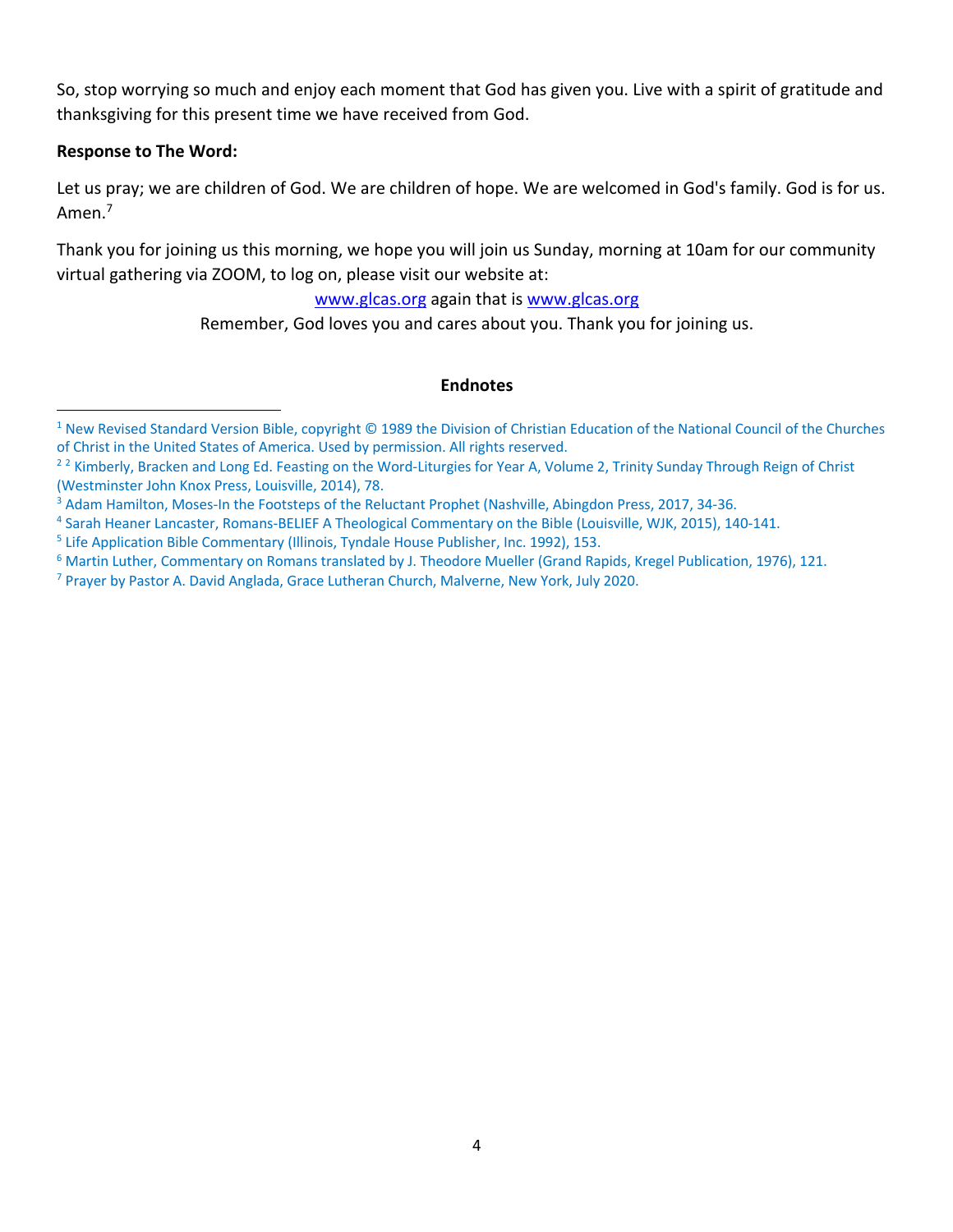So, stop worrying so much and enjoy each moment that God has given you. Live with a spirit of gratitude and thanksgiving for this present time we have received from God.

**Response to The Word:**

Let us pray; we are children of God. We are children of hope. We are welcomed in God's family. God is for us. Amen.[7]

Thank you for joining us this morning, we hope you will join us Sunday, morning at 10am for our community virtual gathering via ZOOM, to log on, please visit our website at:

www.glcas.org again that is www.glcas.org

Remember, God loves you and cares about you. Thank you for joining us.

**Endnotes**

[1] New Revised Standard Version Bible, copyright © 1989 the Division of Christian Education of the National Council of the Churches of Christ in the United States of America. Used by permission. All rights reserved.

[2] [2] Kimberly, Bracken and Long Ed. Feasting on the Word-Liturgies for Year A, Volume 2, Trinity Sunday Through Reign of Christ (Westminster John Knox Press, Louisville, 2014), 78.

[3] Adam Hamilton, Moses-In the Footsteps of the Reluctant Prophet (Nashville, Abingdon Press, 2017, 34-36.

[4] Sarah Heaner Lancaster, Romans-BELIEF A Theological Commentary on the Bible (Louisville, WJK, 2015), 140-141.

[5] Life Application Bible Commentary (Illinois, Tyndale House Publisher, Inc. 1992), 153.

[6] Martin Luther, Commentary on Romans translated by J. Theodore Mueller (Grand Rapids, Kregel Publication, 1976), 121.

[7] Prayer by Pastor A. David Anglada, Grace Lutheran Church, Malverne, New York, July 2020.